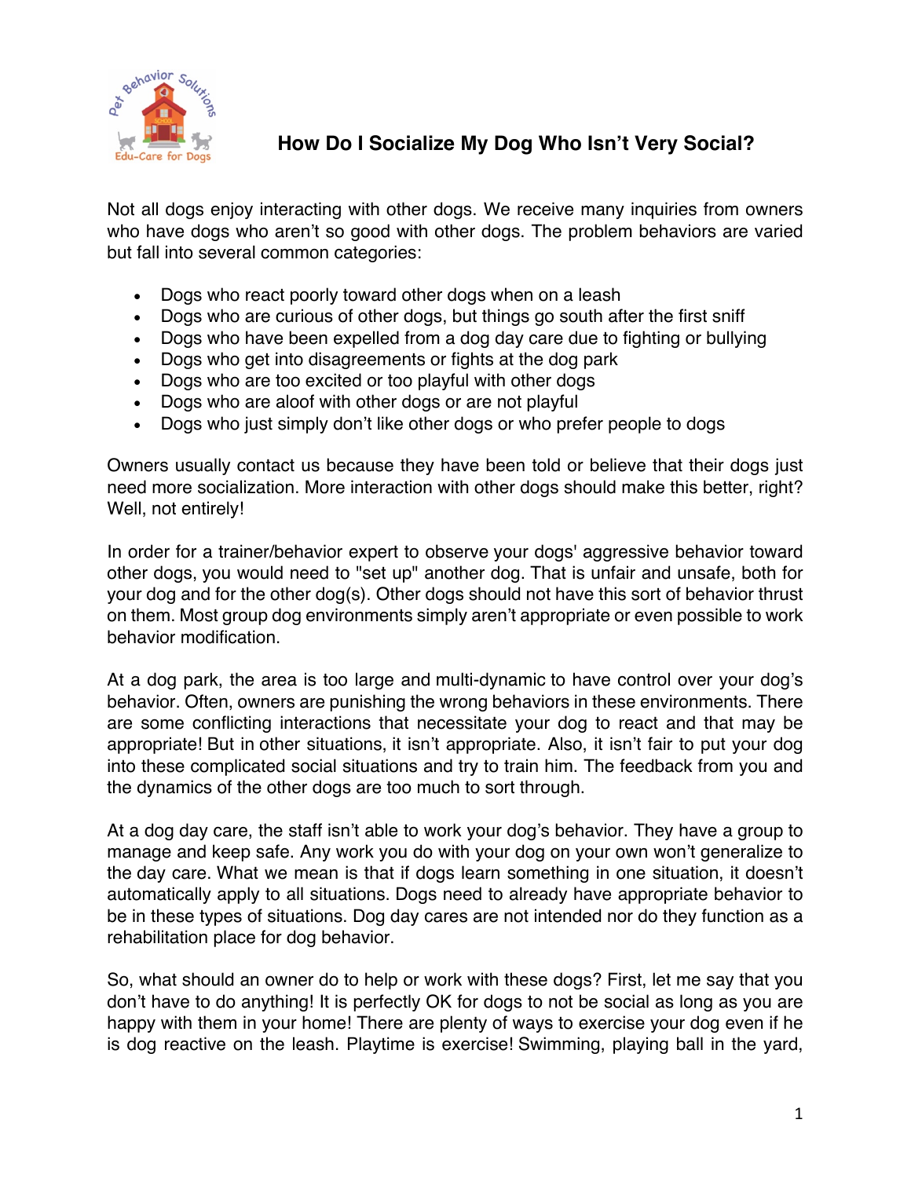# How Do I Socialize My Dog Who Isn't Very Social?

Not all dogs enjoy interacting with other dogs. We receive many inquiries from owners who have dogs who aren't so good with other dogs. The problem behaviors are varied but fall into several common categories:

- Dogs who react poorly toward other dogs when on a leash
- Dogs who are curious of other dogs, but things go south after the first sniff
- Dogs who have been expelled from a dog day care due to fighting or bullying
- Dogs who get into disagreements or fights at the dog park
- Dogs who are too excited or too playful with other dogs
- Dogs who are aloof with other dogs or are not playful
- Dogs who just simply don't like other dogs or who prefer people to dogs

Owners usually contact us because they have been told or believe that their dogs just need more socialization. More interaction with other dogs should make this better, right? Well, not entirely!

In order for a trainer/behavior expert to observe your dogs' aggressive behavior toward other dogs, you would need to "set up" another dog. That is unfair and unsafe, both for your dog and for the other dog(s). Other dogs should not have this sort of behavior thrust on them. Most group dog environments simply aren't appropriate or even possible to work behavior modification.

At a dog park, the area is too large and multi-dynamic to have control over your dog's behavior. Often, owners are punishing the wrong behaviors in these environments. There are some conflicting interactions that necessitate your dog to react and that may be appropriate! But in other situations, it isn't appropriate. Also, it isn't fair to put your dog into these complicated social situations and try to train him. The feedback from you and the dynamics of the other dogs are too much to sort through.

At a dog day care, the staff isn't able to work your dog's behavior. They have a group to manage and keep safe. Any work you do with your dog on your own won't generalize to the day care. What we mean is that if dogs learn something in one situation, it doesn't automatically apply to all situations. Dogs need to already have appropriate behavior to be in these types of situations. Dog day cares are not intended nor do they function as a rehabilitation place for dog behavior.

So, what should an owner do to help or work with these dogs? First, let me say that you don't have to do anything! It is perfectly OK for dogs to not be social as long as you are happy with them in your home! There are plenty of ways to exercise your dog even if he is dog reactive on the leash. Playtime is exercise! Swimming, playing ball in the yard,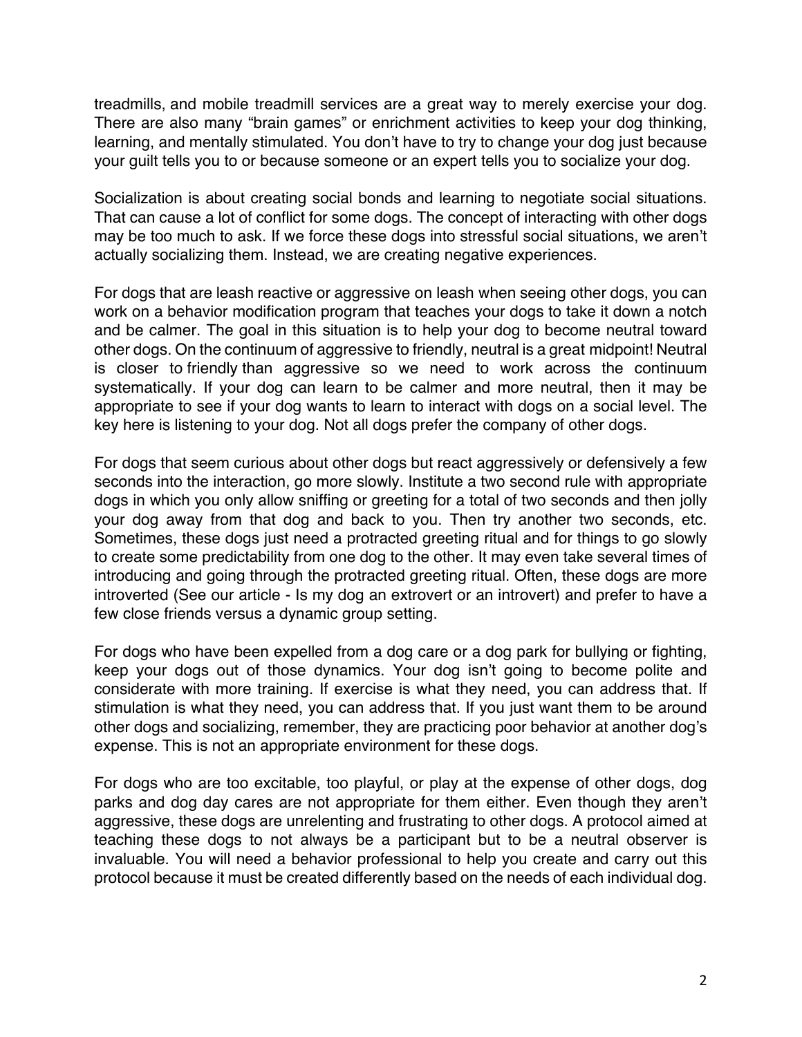treadmills, and mobile treadmill services are a great way to merely exercise your dog. There are also many "brain games" or enrichment activities to keep your dog thinking, learning, and mentally stimulated. You don't have to try to change your dog just because your guilt tells you to or because someone or an expert tells you to socialize your dog.

Socialization is about creating social bonds and learning to negotiate social situations. That can cause a lot of conflict for some dogs. The concept of interacting with other dogs may be too much to ask. If we force these dogs into stressful social situations, we aren't actually socializing them. Instead, we are creating negative experiences.

For dogs that are leash reactive or aggressive on leash when seeing other dogs, you can work on a behavior modification program that teaches your dogs to take it down a notch and be calmer. The goal in this situation is to help your dog to become neutral toward other dogs. On the continuum of aggressive to friendly, neutral is a great midpoint! Neutral is closer to friendly than aggressive so we need to work across the continuum systematically. If your dog can learn to be calmer and more neutral, then it may be appropriate to see if your dog wants to learn to interact with dogs on a social level. The key here is listening to your dog. Not all dogs prefer the company of other dogs.

For dogs that seem curious about other dogs but react aggressively or defensively a few seconds into the interaction, go more slowly. Institute a two second rule with appropriate dogs in which you only allow sniffing or greeting for a total of two seconds and then jolly your dog away from that dog and back to you. Then try another two seconds, etc. Sometimes, these dogs just need a protracted greeting ritual and for things to go slowly to create some predictability from one dog to the other. It may even take several times of introducing and going through the protracted greeting ritual. Often, these dogs are more introverted (See our article - Is my dog an extrovert or an introvert) and prefer to have a few close friends versus a dynamic group setting.

For dogs who have been expelled from a dog care or a dog park for bullying or fighting, keep your dogs out of those dynamics. Your dog isn't going to become polite and considerate with more training. If exercise is what they need, you can address that. If stimulation is what they need, you can address that. If you just want them to be around other dogs and socializing, remember, they are practicing poor behavior at another dog's expense. This is not an appropriate environment for these dogs.

For dogs who are too excitable, too playful, or play at the expense of other dogs, dog parks and dog day cares are not appropriate for them either. Even though they aren't aggressive, these dogs are unrelenting and frustrating to other dogs. A protocol aimed at teaching these dogs to not always be a participant but to be a neutral observer is invaluable. You will need a behavior professional to help you create and carry out this protocol because it must be created differently based on the needs of each individual dog.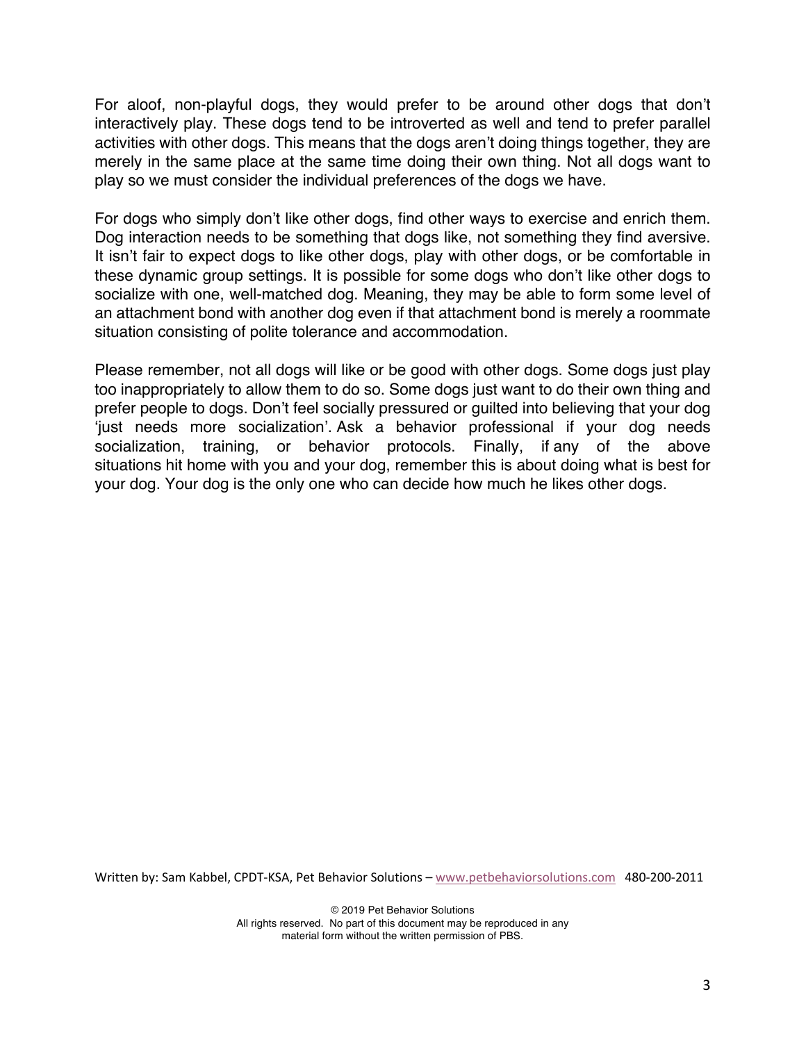For aloof, non-playful dogs, they would prefer to be around other dogs that don't interactively play. These dogs tend to be introverted as well and tend to prefer parallel activities with other dogs. This means that the dogs aren't doing things together, they are merely in the same place at the same time doing their own thing. Not all dogs want to play so we must consider the individual preferences of the dogs we have.

For dogs who simply don't like other dogs, find other ways to exercise and enrich them. Dog interaction needs to be something that dogs like, not something they find aversive. It isn't fair to expect dogs to like other dogs, play with other dogs, or be comfortable in these dynamic group settings. It is possible for some dogs who don't like other dogs to socialize with one, well-matched dog. Meaning, they may be able to form some level of an attachment bond with another dog even if that attachment bond is merely a roommate situation consisting of polite tolerance and accommodation.

Please remember, not all dogs will like or be good with other dogs. Some dogs just play too inappropriately to allow them to do so. Some dogs just want to do their own thing and prefer people to dogs. Don't feel socially pressured or guilted into believing that your dog 'just needs more socialization'. Ask a behavior professional if your dog needs socialization, training, or behavior protocols. Finally, if any of the above situations hit home with you and your dog, remember this is about doing what is best for your dog. Your dog is the only one who can decide how much he likes other dogs.

Written by: Sam Kabbel, CPDT-KSA, Pet Behavior Solutions – www.petbehaviorsolutions.com 480-200-2011

© 2019 Pet Behavior Solutions
All rights reserved. No part of this document may be reproduced in any material form without the written permission of PBS.